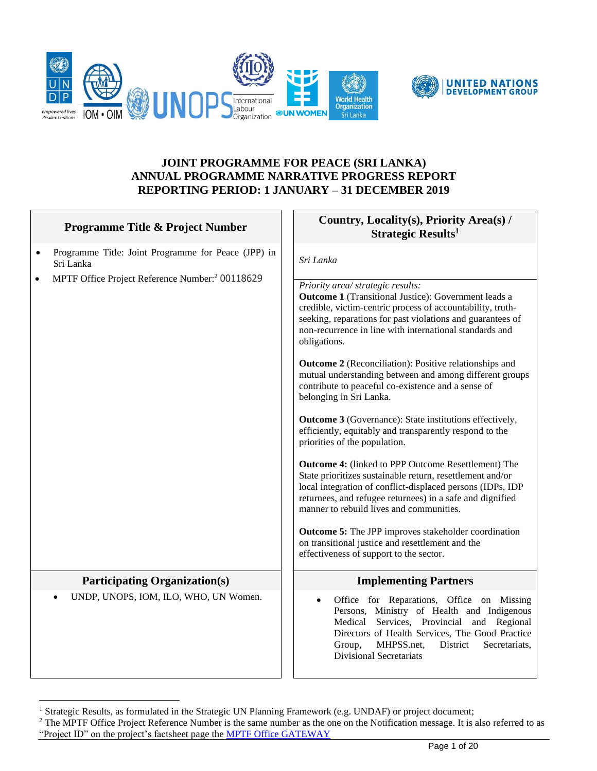# JOINT PROGRAMME FOR PEACE (SRI LANKA)
# ANNUAL PROGRAMME NARRATIVE PROGRESS REPORT
# REPORTING PERIOD: 1 JANUARY – 31 DECEMBER 2019

| Programme Title & Project Number | Country, Locality(s), Priority Area(s) / Strategic Results[1] |
|---|---|
| • Programme Title: Joint Programme for Peace (JPP) in Sri Lanka<br>• MPTF Office Project Reference Number:[2] 00118629 | *Sri Lanka*<br><br>*Priority area/ strategic results:*<br>**Outcome 1** (Transitional Justice): Government leads a credible, victim-centric process of accountability, truth-seeking, reparations for past violations and guarantees of non-recurrence in line with international standards and obligations.<br><br>**Outcome 2** (Reconciliation): Positive relationships and mutual understanding between and among different groups contribute to peaceful co-existence and a sense of belonging in Sri Lanka.<br><br>**Outcome 3** (Governance): State institutions effectively, efficiently, equitably and transparently respond to the priorities of the population.<br><br>**Outcome 4:** (linked to PPP Outcome Resettlement) The State prioritizes sustainable return, resettlement and/or local integration of conflict-displaced persons (IDPs, IDP returnees, and refugee returnees) in a safe and dignified manner to rebuild lives and communities.<br><br>**Outcome 5:** The JPP improves stakeholder coordination on transitional justice and resettlement and the effectiveness of support to the sector. |
| **Participating Organization(s)** | **Implementing Partners** |
| • UNDP, UNOPS, IOM, ILO, WHO, UN Women. | • Office for Reparations, Office on Missing Persons, Ministry of Health and Indigenous Medical Services, Provincial and Regional Directors of Health Services, The Good Practice Group, MHPSS.net, District Secretariats, Divisional Secretariats |

[1] Strategic Results, as formulated in the Strategic UN Planning Framework (e.g. UNDAF) or project document;

[2] The MPTF Office Project Reference Number is the same number as the one on the Notification message. It is also referred to as "Project ID" on the project's factsheet page the MPTF Office GATEWAY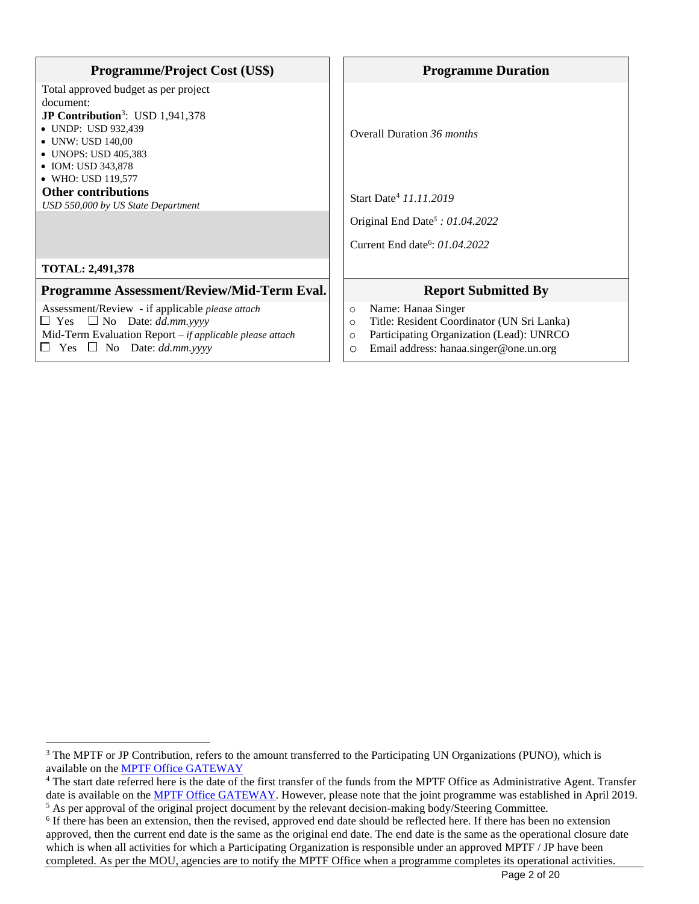| Programme/Project Cost (US$) | Programme Duration |
|---|---|
| Total approved budget as per project document:<br>**JP Contribution**[3]: USD 1,941,378<br>• UNDP: USD 932,439<br>• UNW: USD 140,00<br>• UNOPS: USD 405,383<br>• IOM: USD 343,878<br>• WHO: USD 119,577<br>**Other contributions**<br>*USD 550,000 by US State Department*<br><br>**TOTAL: 2,491,378** | Overall Duration *36 months*<br><br>Start Date[4] *11.11.2019*<br><br>Original End Date[5] *: 01.04.2022*<br><br>Current End date[6]: *01.04.2022* |

| Programme Assessment/Review/Mid-Term Eval. | Report Submitted By |
|---|---|
| Assessment/Review - if applicable *please attach*<br>☐ Yes ☐ No Date: *dd.mm.yyyy*<br>Mid-Term Evaluation Report – *if applicable please attach*<br>☐ Yes ☐ No Date: *dd.mm.yyyy* | ○ Name: Hanaa Singer<br>○ Title: Resident Coordinator (UN Sri Lanka)<br>○ Participating Organization (Lead): UNRCO<br>○ Email address: hanaa.singer@one.un.org |

---

[3] The MPTF or JP Contribution, refers to the amount transferred to the Participating UN Organizations (PUNO), which is available on the [MPTF Office GATEWAY](#)

[4] The start date referred here is the date of the first transfer of the funds from the MPTF Office as Administrative Agent. Transfer date is available on the [MPTF Office GATEWAY](#). However, please note that the joint programme was established in April 2019.

[5] As per approval of the original project document by the relevant decision-making body/Steering Committee.

[6] If there has been an extension, then the revised, approved end date should be reflected here. If there has been no extension approved, then the current end date is the same as the original end date. The end date is the same as the operational closure date which is when all activities for which a Participating Organization is responsible under an approved MPTF / JP have been completed. As per the MOU, agencies are to notify the MPTF Office when a programme completes its operational activities.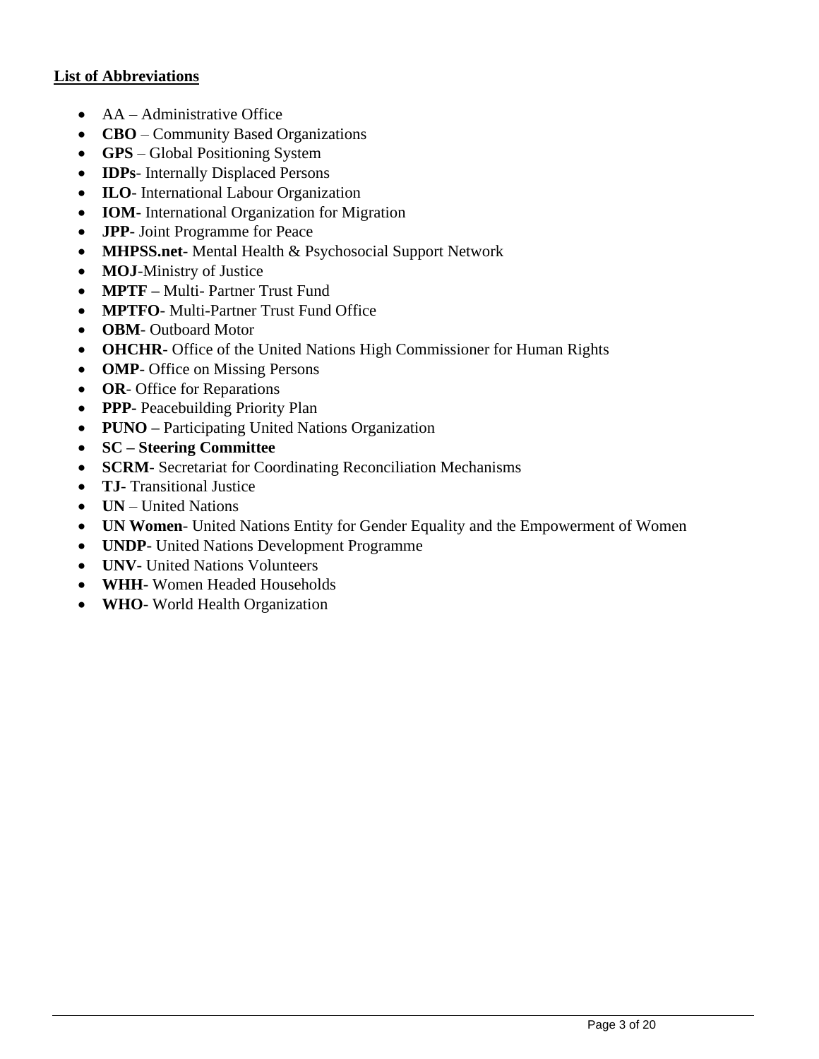**List of Abbreviations**

- AA – Administrative Office
- **CBO** – Community Based Organizations
- **GPS** – Global Positioning System
- **IDPs**- Internally Displaced Persons
- **ILO**- International Labour Organization
- **IOM**- International Organization for Migration
- **JPP**- Joint Programme for Peace
- **MHPSS.net**- Mental Health & Psychosocial Support Network
- **MOJ**-Ministry of Justice
- **MPTF –** Multi- Partner Trust Fund
- **MPTFO**- Multi-Partner Trust Fund Office
- **OBM**- Outboard Motor
- **OHCHR**- Office of the United Nations High Commissioner for Human Rights
- **OMP**- Office on Missing Persons
- **OR**- Office for Reparations
- **PPP-** Peacebuilding Priority Plan
- **PUNO –** Participating United Nations Organization
- **SC – Steering Committee**
- **SCRM**- Secretariat for Coordinating Reconciliation Mechanisms
- **TJ**- Transitional Justice
- **UN** – United Nations
- **UN Women**- United Nations Entity for Gender Equality and the Empowerment of Women
- **UNDP**- United Nations Development Programme
- **UNV**- United Nations Volunteers
- **WHH**- Women Headed Households
- **WHO**- World Health Organization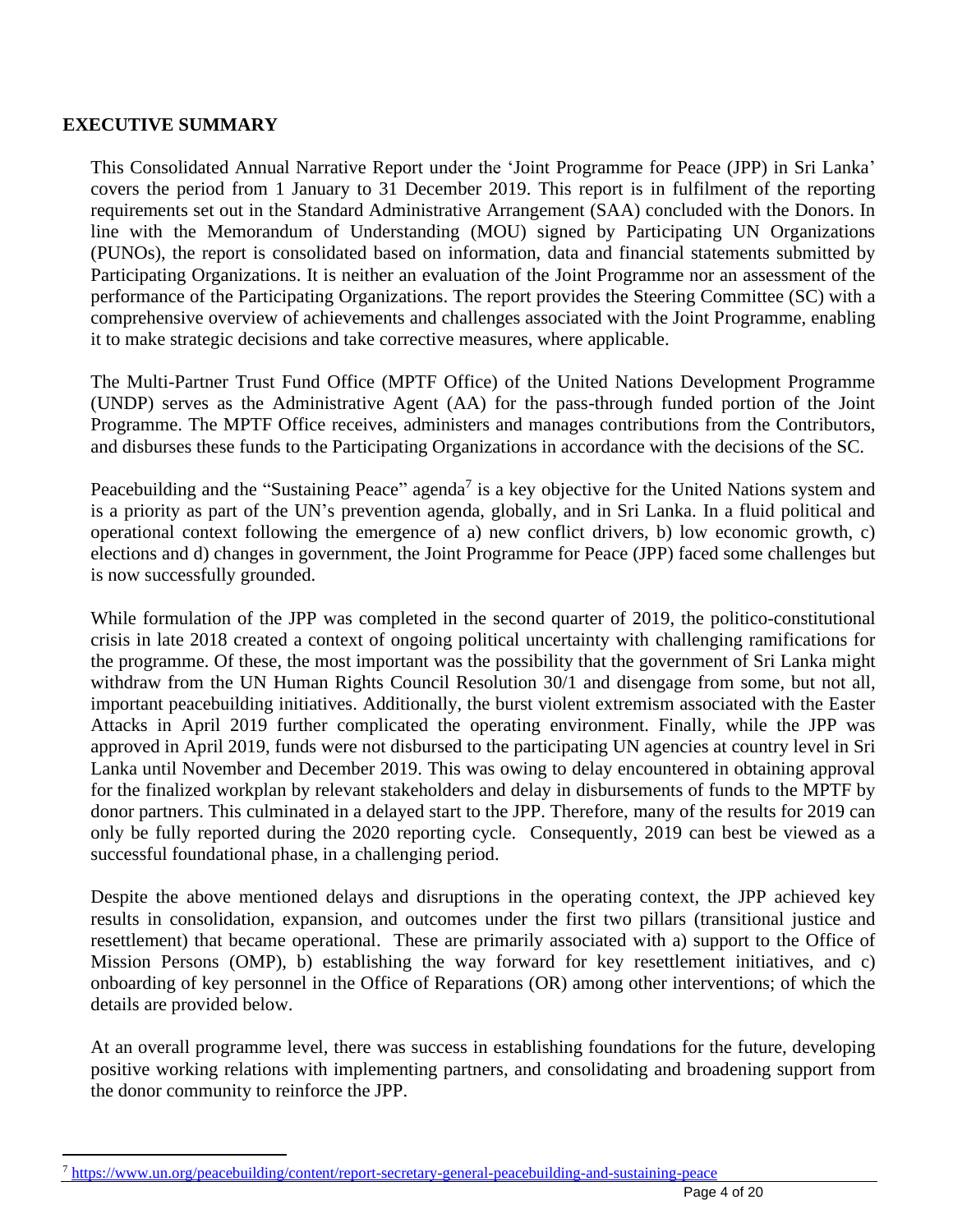## EXECUTIVE SUMMARY

This Consolidated Annual Narrative Report under the 'Joint Programme for Peace (JPP) in Sri Lanka' covers the period from 1 January to 31 December 2019. This report is in fulfilment of the reporting requirements set out in the Standard Administrative Arrangement (SAA) concluded with the Donors. In line with the Memorandum of Understanding (MOU) signed by Participating UN Organizations (PUNOs), the report is consolidated based on information, data and financial statements submitted by Participating Organizations. It is neither an evaluation of the Joint Programme nor an assessment of the performance of the Participating Organizations. The report provides the Steering Committee (SC) with a comprehensive overview of achievements and challenges associated with the Joint Programme, enabling it to make strategic decisions and take corrective measures, where applicable.

The Multi-Partner Trust Fund Office (MPTF Office) of the United Nations Development Programme (UNDP) serves as the Administrative Agent (AA) for the pass-through funded portion of the Joint Programme. The MPTF Office receives, administers and manages contributions from the Contributors, and disburses these funds to the Participating Organizations in accordance with the decisions of the SC.

Peacebuilding and the "Sustaining Peace" agenda[7] is a key objective for the United Nations system and is a priority as part of the UN's prevention agenda, globally, and in Sri Lanka. In a fluid political and operational context following the emergence of a) new conflict drivers, b) low economic growth, c) elections and d) changes in government, the Joint Programme for Peace (JPP) faced some challenges but is now successfully grounded.

While formulation of the JPP was completed in the second quarter of 2019, the politico-constitutional crisis in late 2018 created a context of ongoing political uncertainty with challenging ramifications for the programme. Of these, the most important was the possibility that the government of Sri Lanka might withdraw from the UN Human Rights Council Resolution 30/1 and disengage from some, but not all, important peacebuilding initiatives. Additionally, the burst violent extremism associated with the Easter Attacks in April 2019 further complicated the operating environment. Finally, while the JPP was approved in April 2019, funds were not disbursed to the participating UN agencies at country level in Sri Lanka until November and December 2019. This was owing to delay encountered in obtaining approval for the finalized workplan by relevant stakeholders and delay in disbursements of funds to the MPTF by donor partners. This culminated in a delayed start to the JPP. Therefore, many of the results for 2019 can only be fully reported during the 2020 reporting cycle. Consequently, 2019 can best be viewed as a successful foundational phase, in a challenging period.

Despite the above mentioned delays and disruptions in the operating context, the JPP achieved key results in consolidation, expansion, and outcomes under the first two pillars (transitional justice and resettlement) that became operational. These are primarily associated with a) support to the Office of Mission Persons (OMP), b) establishing the way forward for key resettlement initiatives, and c) onboarding of key personnel in the Office of Reparations (OR) among other interventions; of which the details are provided below.

At an overall programme level, there was success in establishing foundations for the future, developing positive working relations with implementing partners, and consolidating and broadening support from the donor community to reinforce the JPP.

---

[7] https://www.un.org/peacebuilding/content/report-secretary-general-peacebuilding-and-sustaining-peace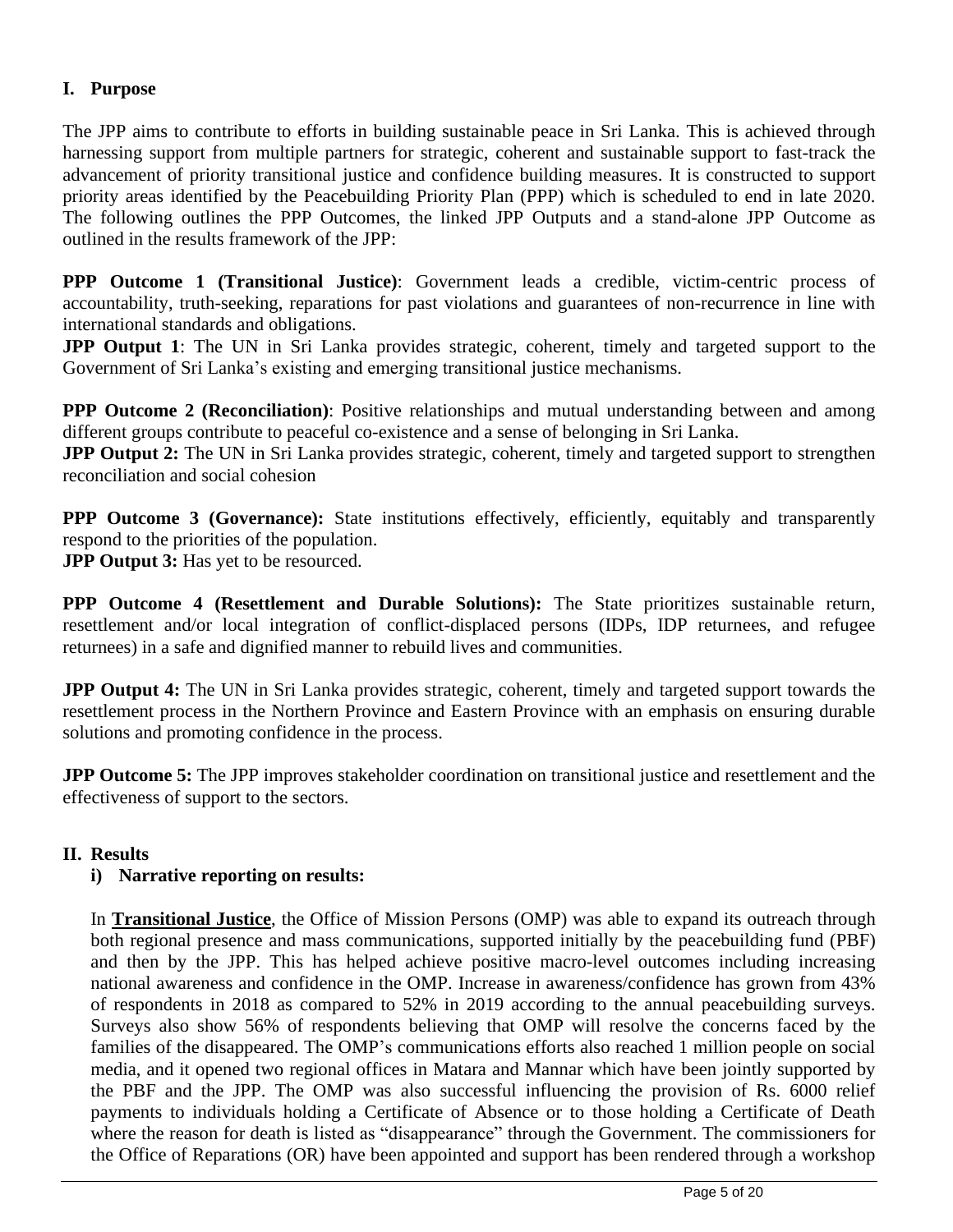## I. Purpose

The JPP aims to contribute to efforts in building sustainable peace in Sri Lanka. This is achieved through harnessing support from multiple partners for strategic, coherent and sustainable support to fast-track the advancement of priority transitional justice and confidence building measures. It is constructed to support priority areas identified by the Peacebuilding Priority Plan (PPP) which is scheduled to end in late 2020. The following outlines the PPP Outcomes, the linked JPP Outputs and a stand-alone JPP Outcome as outlined in the results framework of the JPP:

**PPP Outcome 1 (Transitional Justice)**: Government leads a credible, victim-centric process of accountability, truth-seeking, reparations for past violations and guarantees of non-recurrence in line with international standards and obligations.
**JPP Output 1**: The UN in Sri Lanka provides strategic, coherent, timely and targeted support to the Government of Sri Lanka's existing and emerging transitional justice mechanisms.

**PPP Outcome 2 (Reconciliation)**: Positive relationships and mutual understanding between and among different groups contribute to peaceful co-existence and a sense of belonging in Sri Lanka.
**JPP Output 2:** The UN in Sri Lanka provides strategic, coherent, timely and targeted support to strengthen reconciliation and social cohesion

**PPP Outcome 3 (Governance):** State institutions effectively, efficiently, equitably and transparently respond to the priorities of the population.
**JPP Output 3:** Has yet to be resourced.

**PPP Outcome 4 (Resettlement and Durable Solutions):** The State prioritizes sustainable return, resettlement and/or local integration of conflict-displaced persons (IDPs, IDP returnees, and refugee returnees) in a safe and dignified manner to rebuild lives and communities.

**JPP Output 4:** The UN in Sri Lanka provides strategic, coherent, timely and targeted support towards the resettlement process in the Northern Province and Eastern Province with an emphasis on ensuring durable solutions and promoting confidence in the process.

**JPP Outcome 5:** The JPP improves stakeholder coordination on transitional justice and resettlement and the effectiveness of support to the sectors.

## II. Results

### i) Narrative reporting on results:

In **Transitional Justice**, the Office of Mission Persons (OMP) was able to expand its outreach through both regional presence and mass communications, supported initially by the peacebuilding fund (PBF) and then by the JPP. This has helped achieve positive macro-level outcomes including increasing national awareness and confidence in the OMP. Increase in awareness/confidence has grown from 43% of respondents in 2018 as compared to 52% in 2019 according to the annual peacebuilding surveys. Surveys also show 56% of respondents believing that OMP will resolve the concerns faced by the families of the disappeared. The OMP's communications efforts also reached 1 million people on social media, and it opened two regional offices in Matara and Mannar which have been jointly supported by the PBF and the JPP. The OMP was also successful influencing the provision of Rs. 6000 relief payments to individuals holding a Certificate of Absence or to those holding a Certificate of Death where the reason for death is listed as "disappearance" through the Government. The commissioners for the Office of Reparations (OR) have been appointed and support has been rendered through a workshop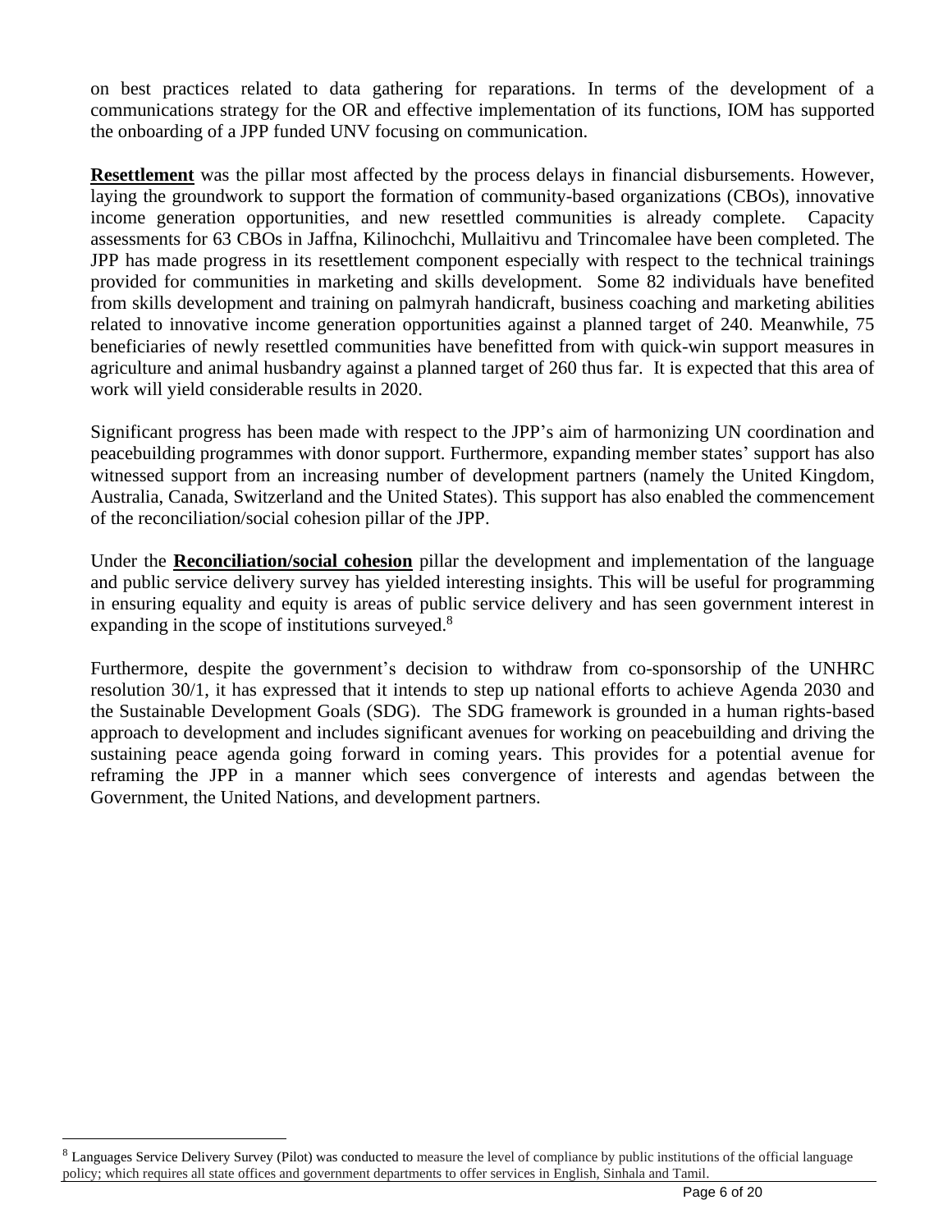on best practices related to data gathering for reparations. In terms of the development of a communications strategy for the OR and effective implementation of its functions, IOM has supported the onboarding of a JPP funded UNV focusing on communication.

**Resettlement** was the pillar most affected by the process delays in financial disbursements. However, laying the groundwork to support the formation of community-based organizations (CBOs), innovative income generation opportunities, and new resettled communities is already complete. Capacity assessments for 63 CBOs in Jaffna, Kilinochchi, Mullaitivu and Trincomalee have been completed. The JPP has made progress in its resettlement component especially with respect to the technical trainings provided for communities in marketing and skills development. Some 82 individuals have benefited from skills development and training on palmyrah handicraft, business coaching and marketing abilities related to innovative income generation opportunities against a planned target of 240. Meanwhile, 75 beneficiaries of newly resettled communities have benefitted from with quick-win support measures in agriculture and animal husbandry against a planned target of 260 thus far. It is expected that this area of work will yield considerable results in 2020.

Significant progress has been made with respect to the JPP's aim of harmonizing UN coordination and peacebuilding programmes with donor support. Furthermore, expanding member states' support has also witnessed support from an increasing number of development partners (namely the United Kingdom, Australia, Canada, Switzerland and the United States). This support has also enabled the commencement of the reconciliation/social cohesion pillar of the JPP.

Under the **Reconciliation/social cohesion** pillar the development and implementation of the language and public service delivery survey has yielded interesting insights. This will be useful for programming in ensuring equality and equity is areas of public service delivery and has seen government interest in expanding in the scope of institutions surveyed.[8]

Furthermore, despite the government's decision to withdraw from co-sponsorship of the UNHRC resolution 30/1, it has expressed that it intends to step up national efforts to achieve Agenda 2030 and the Sustainable Development Goals (SDG). The SDG framework is grounded in a human rights-based approach to development and includes significant avenues for working on peacebuilding and driving the sustaining peace agenda going forward in coming years. This provides for a potential avenue for reframing the JPP in a manner which sees convergence of interests and agendas between the Government, the United Nations, and development partners.

---

[8] Languages Service Delivery Survey (Pilot) was conducted to measure the level of compliance by public institutions of the official language policy; which requires all state offices and government departments to offer services in English, Sinhala and Tamil.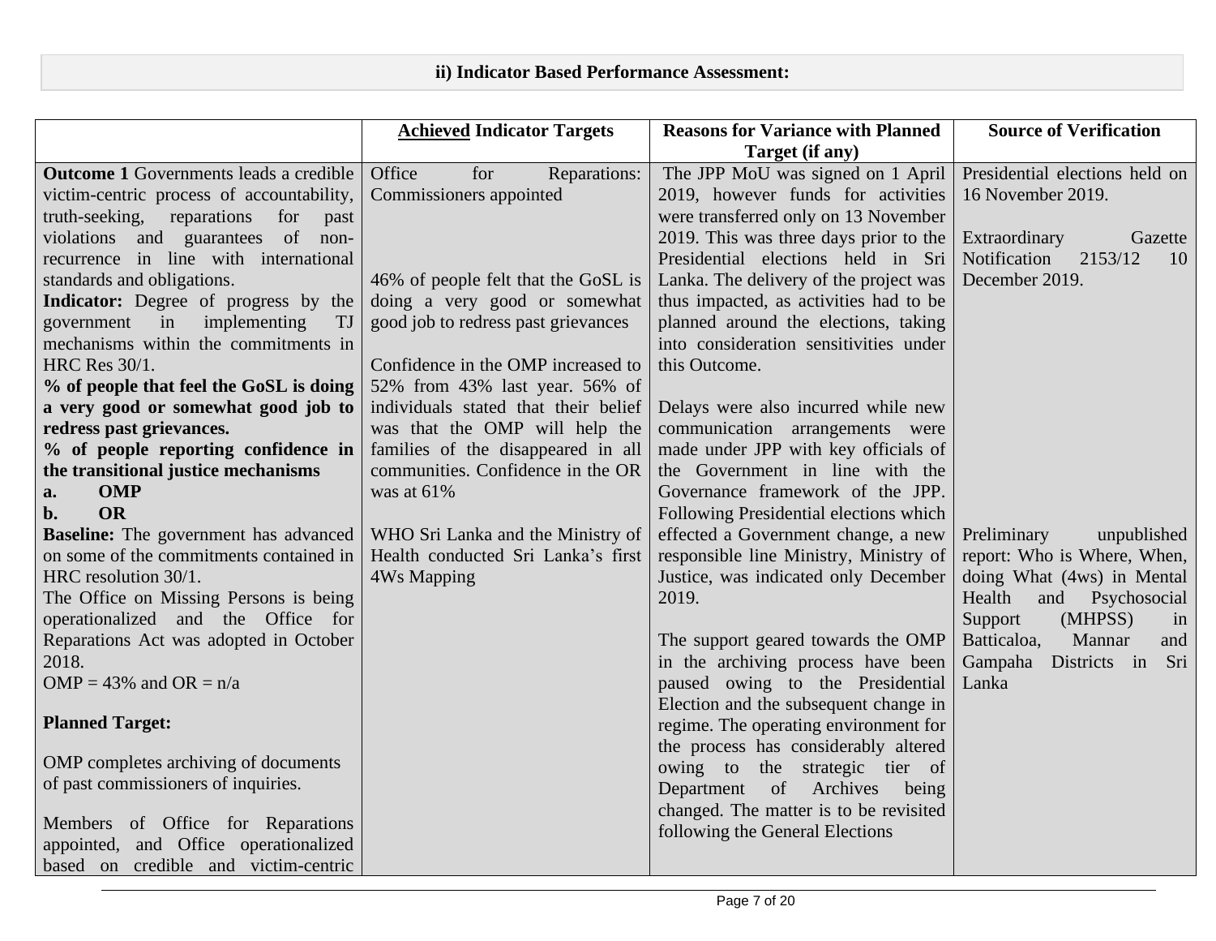### ii) Indicator Based Performance Assessment:

| | <u>**Achieved**</u> **Indicator Targets** | **Reasons for Variance with Planned Target (if any)** | **Source of Verification** |
|---|---|---|---|
| **Outcome 1** Governments leads a credible victim-centric process of accountability, truth-seeking, reparations for past violations and guarantees of non-recurrence in line with international standards and obligations.<br>**Indicator:** Degree of progress by the government in implementing TJ mechanisms within the commitments in HRC Res 30/1.<br>**% of people that feel the GoSL is doing a very good or somewhat good job to redress past grievances.**<br>**% of people reporting confidence in the transitional justice mechanisms**<br>**a. OMP**<br>**b. OR**<br>**Baseline:** The government has advanced on some of the commitments contained in HRC resolution 30/1.<br>The Office on Missing Persons is being operationalized and the Office for Reparations Act was adopted in October 2018.<br>OMP = 43% and OR = n/a<br><br>**Planned Target:**<br><br>OMP completes archiving of documents of past commissioners of inquiries.<br><br>Members of Office for Reparations appointed, and Office operationalized based on credible and victim-centric | Office for Reparations: Commissioners appointed<br><br>46% of people felt that the GoSL is doing a very good or somewhat good job to redress past grievances<br><br>Confidence in the OMP increased to 52% from 43% last year. 56% of individuals stated that their belief was that the OMP will help the families of the disappeared in all communities. Confidence in the OR was at 61%<br><br>WHO Sri Lanka and the Ministry of Health conducted Sri Lanka's first 4Ws Mapping | The JPP MoU was signed on 1 April 2019, however funds for activities were transferred only on 13 November 2019. This was three days prior to the Presidential elections held in Sri Lanka. The delivery of the project was thus impacted, as activities had to be planned around the elections, taking into consideration sensitivities under this Outcome.<br><br>Delays were also incurred while new communication arrangements were made under JPP with key officials of the Government in line with the Governance framework of the JPP. Following Presidential elections which effected a Government change, a new responsible line Ministry, Ministry of Justice, was indicated only December 2019.<br><br>The support geared towards the OMP in the archiving process have been paused owing to the Presidential Election and the subsequent change in regime. The operating environment for the process has considerably altered owing to the strategic tier of Department of Archives being changed. The matter is to be revisited following the General Elections | Presidential elections held on 16 November 2019.<br><br>Extraordinary Gazette Notification 2153/12 10 December 2019.<br><br>Preliminary unpublished report: Who is Where, When, doing What (4ws) in Mental Health and Psychosocial Support (MHPSS) in Batticaloa, Mannar and Gampaha Districts in Sri Lanka |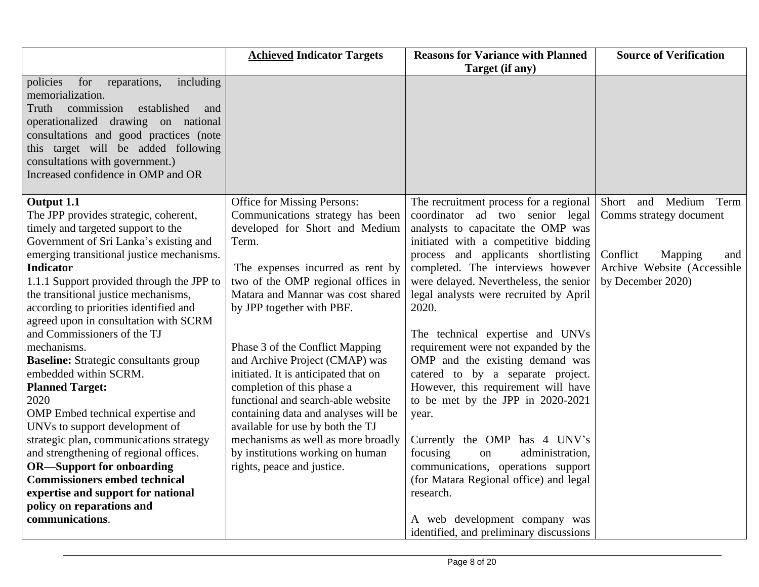| | **Achieved Indicator Targets** | **Reasons for Variance with Planned Target (if any)** | **Source of Verification** |
|---|---|---|---|
| policies for reparations, including memorialization.<br>Truth commission established and operationalized drawing on national consultations and good practices (note this target will be added following consultations with government.)<br>Increased confidence in OMP and OR | | | |
| **Output 1.1**<br>The JPP provides strategic, coherent, timely and targeted support to the Government of Sri Lanka's existing and emerging transitional justice mechanisms.<br>**Indicator**<br>1.1.1 Support provided through the JPP to the transitional justice mechanisms, according to priorities identified and agreed upon in consultation with SCRM and Commissioners of the TJ mechanisms.<br>**Baseline:** Strategic consultants group embedded within SCRM.<br>**Planned Target:**<br>2020<br>OMP Embed technical expertise and UNVs to support development of strategic plan, communications strategy and strengthening of regional offices.<br>**OR—Support for onboarding Commissioners embed technical expertise and support for national policy on reparations and communications**. | Office for Missing Persons:<br>Communications strategy has been developed for Short and Medium Term.<br><br>The expenses incurred as rent by two of the OMP regional offices in Matara and Mannar was cost shared by JPP together with PBF.<br><br>Phase 3 of the Conflict Mapping and Archive Project (CMAP) was initiated. It is anticipated that on completion of this phase a functional and search-able website containing data and analyses will be available for use by both the TJ mechanisms as well as more broadly by institutions working on human rights, peace and justice. | The recruitment process for a regional coordinator ad two senior legal analysts to capacitate the OMP was initiated with a competitive bidding process and applicants shortlisting completed. The interviews however were delayed. Nevertheless, the senior legal analysts were recruited by April 2020.<br><br>The technical expertise and UNVs requirement were not expanded by the OMP and the existing demand was catered to by a separate project. However, this requirement will have to be met by the JPP in 2020-2021 year.<br><br>Currently the OMP has 4 UNV's focusing on administration, communications, operations support (for Matara Regional office) and legal research.<br><br>A web development company was identified, and preliminary discussions | Short and Medium Term Comms strategy document<br><br>Conflict Mapping and Archive Website (Accessible by December 2020) |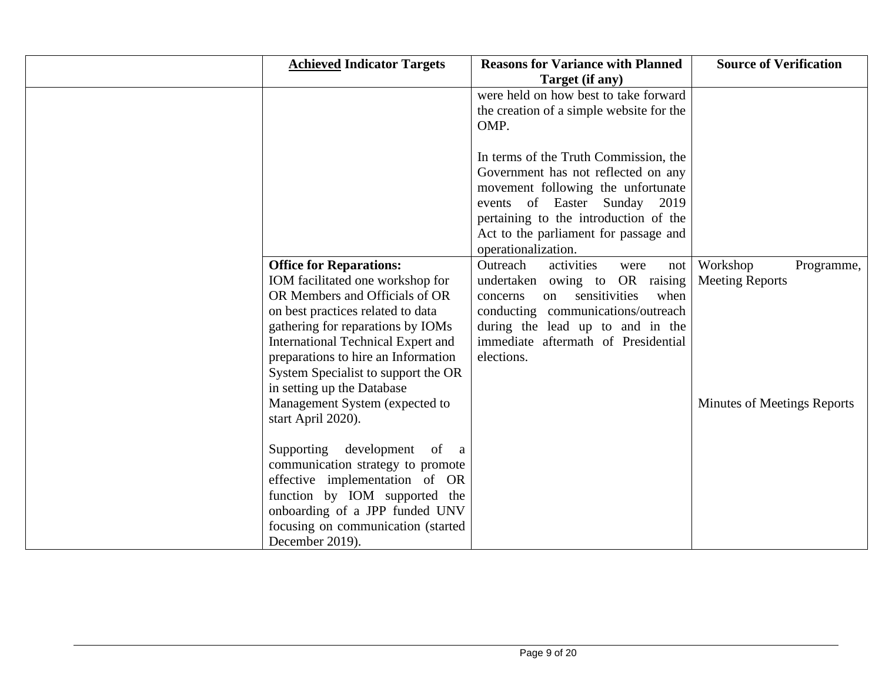| | **<u>Achieved</u> Indicator Targets** | **Reasons for Variance with Planned Target (if any)** | **Source of Verification** |
|---|---|---|---|
| | | were held on how best to take forward the creation of a simple website for the OMP.<br><br>In terms of the Truth Commission, the Government has not reflected on any movement following the unfortunate events of Easter Sunday 2019 pertaining to the introduction of the Act to the parliament for passage and operationalization. | |
| | **Office for Reparations:**<br>IOM facilitated one workshop for OR Members and Officials of OR on best practices related to data gathering for reparations by IOMs International Technical Expert and preparations to hire an Information System Specialist to support the OR in setting up the Database Management System (expected to start April 2020).<br><br>Supporting development of a communication strategy to promote effective implementation of OR function by IOM supported the onboarding of a JPP funded UNV focusing on communication (started December 2019). | Outreach activities were not undertaken owing to OR raising concerns on sensitivities when conducting communications/outreach during the lead up to and in the immediate aftermath of Presidential elections. | Workshop Programme, Meeting Reports<br><br>Minutes of Meetings Reports |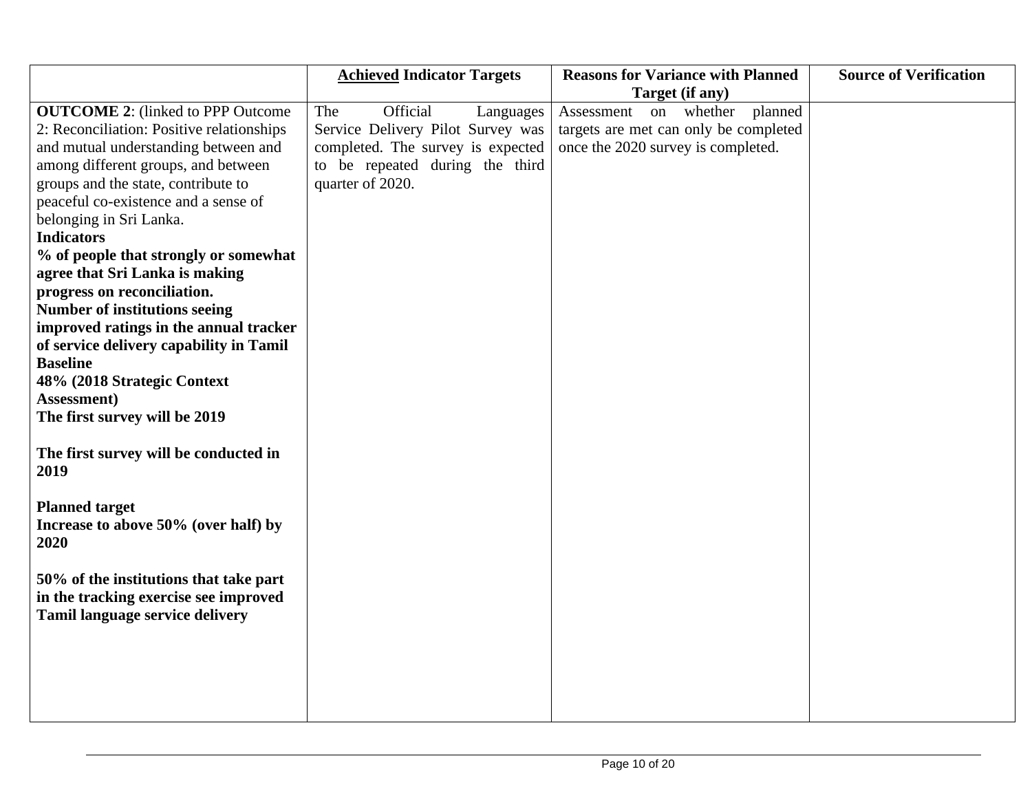| | **<u>Achieved</u> Indicator Targets** | **Reasons for Variance with Planned Target (if any)** | **Source of Verification** |
|---|---|---|---|
| **OUTCOME 2**: (linked to PPP Outcome 2: Reconciliation: Positive relationships and mutual understanding between and among different groups, and between groups and the state, contribute to peaceful co-existence and a sense of belonging in Sri Lanka.<br>**Indicators**<br>**% of people that strongly or somewhat agree that Sri Lanka is making progress on reconciliation.**<br>**Number of institutions seeing improved ratings in the annual tracker of service delivery capability in Tamil**<br>**Baseline**<br>**48% (2018 Strategic Context Assessment)**<br>**The first survey will be 2019**<br><br>**The first survey will be conducted in 2019**<br><br>**Planned target**<br>**Increase to above 50% (over half) by 2020**<br><br>**50% of the institutions that take part in the tracking exercise see improved Tamil language service delivery** | The Official Languages Service Delivery Pilot Survey was completed. The survey is expected to be repeated during the third quarter of 2020. | Assessment on whether planned targets are met can only be completed once the 2020 survey is completed. | |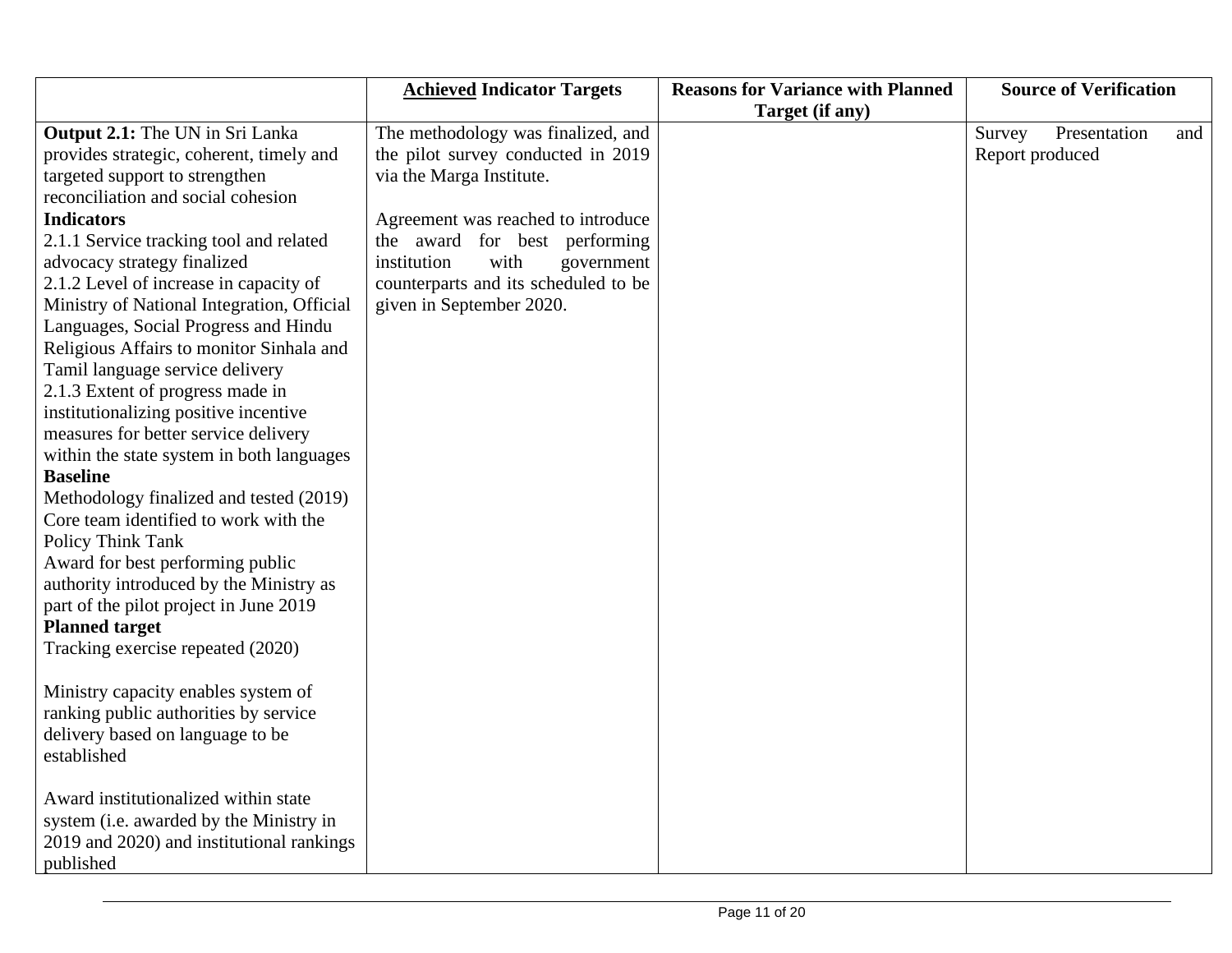| | <u>Achieved</u> Indicator Targets | Reasons for Variance with Planned Target (if any) | Source of Verification |
|---|---|---|---|
| **Output 2.1:** The UN in Sri Lanka provides strategic, coherent, timely and targeted support to strengthen reconciliation and social cohesion<br>**Indicators**<br>2.1.1 Service tracking tool and related advocacy strategy finalized<br>2.1.2 Level of increase in capacity of Ministry of National Integration, Official Languages, Social Progress and Hindu Religious Affairs to monitor Sinhala and Tamil language service delivery<br>2.1.3 Extent of progress made in institutionalizing positive incentive measures for better service delivery within the state system in both languages<br>**Baseline**<br>Methodology finalized and tested (2019)<br>Core team identified to work with the Policy Think Tank<br>Award for best performing public authority introduced by the Ministry as part of the pilot project in June 2019<br>**Planned target**<br>Tracking exercise repeated (2020)<br><br>Ministry capacity enables system of ranking public authorities by service delivery based on language to be established<br><br>Award institutionalized within state system (i.e. awarded by the Ministry in 2019 and 2020) and institutional rankings published | The methodology was finalized, and the pilot survey conducted in 2019 via the Marga Institute.<br><br>Agreement was reached to introduce the award for best performing institution with government counterparts and its scheduled to be given in September 2020. | | Survey Presentation and Report produced |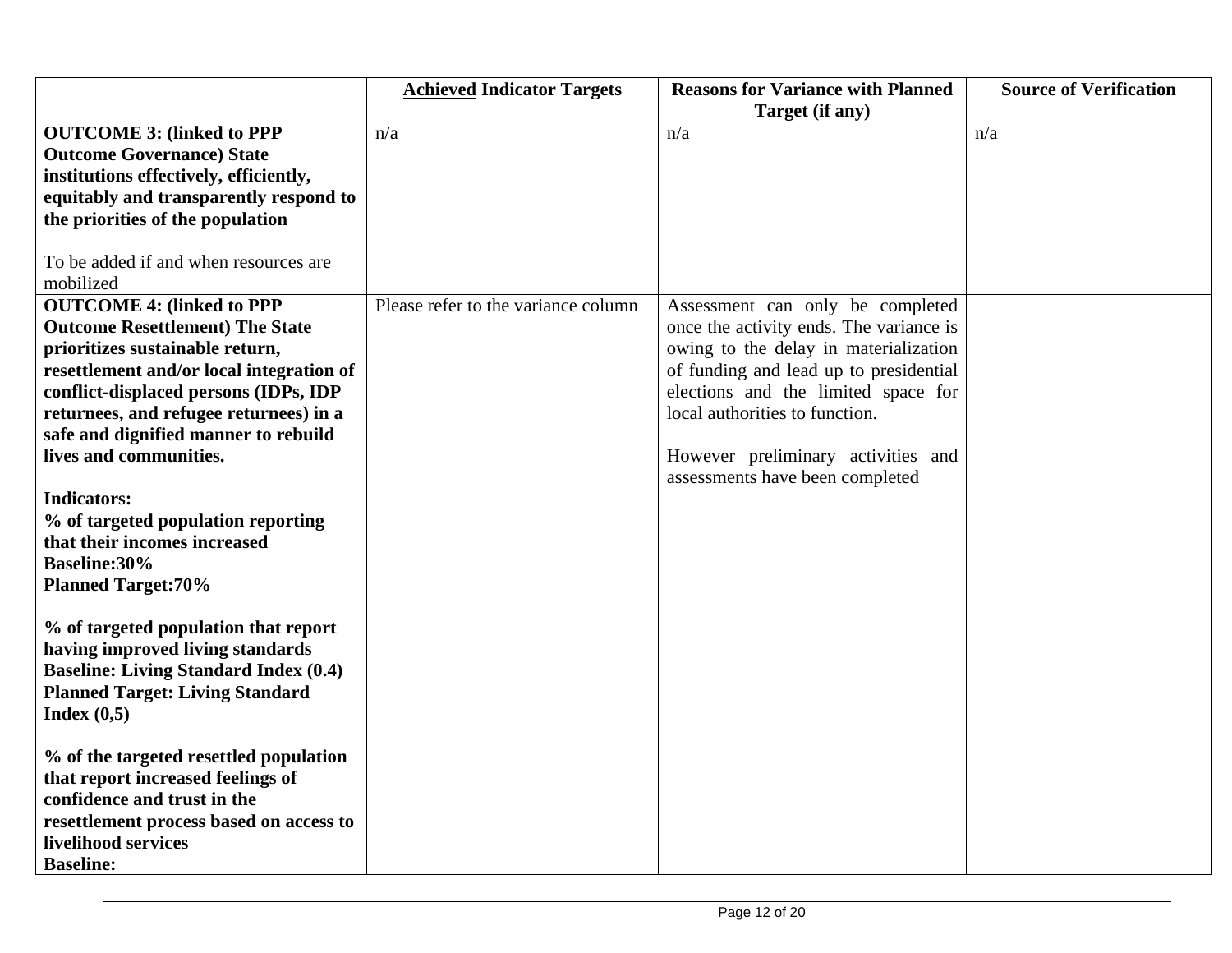| | <u>**Achieved**</u> **Indicator Targets** | **Reasons for Variance with Planned Target (if any)** | **Source of Verification** |
|---|---|---|---|
| **OUTCOME 3: (linked to PPP Outcome Governance) State institutions effectively, efficiently, equitably and transparently respond to the priorities of the population**<br><br>To be added if and when resources are mobilized | n/a | n/a | n/a |
| **OUTCOME 4: (linked to PPP Outcome Resettlement) The State prioritizes sustainable return, resettlement and/or local integration of conflict-displaced persons (IDPs, IDP returnees, and refugee returnees) in a safe and dignified manner to rebuild lives and communities.**<br><br>**Indicators:**<br>**% of targeted population reporting that their incomes increased**<br>**Baseline:30%**<br>**Planned Target:70%**<br><br>**% of targeted population that report having improved living standards**<br>**Baseline: Living Standard Index (0.4)**<br>**Planned Target: Living Standard Index (0,5)**<br><br>**% of the targeted resettled population that report increased feelings of confidence and trust in the resettlement process based on access to livelihood services**<br>**Baseline:** | Please refer to the variance column | Assessment can only be completed once the activity ends. The variance is owing to the delay in materialization of funding and lead up to presidential elections and the limited space for local authorities to function.<br><br>However preliminary activities and assessments have been completed | |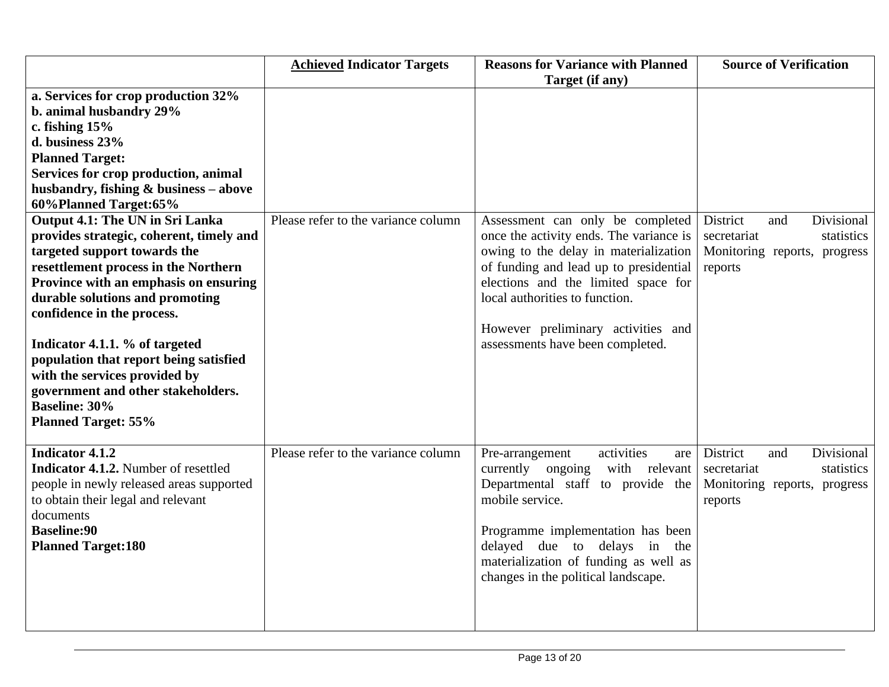| | **<u>Achieved</u> Indicator Targets** | **Reasons for Variance with Planned Target (if any)** | **Source of Verification** |
|---|---|---|---|
| **a. Services for crop production 32%**<br>**b. animal husbandry 29%**<br>**c. fishing 15%**<br>**d. business 23%**<br>**Planned Target:**<br>**Services for crop production, animal husbandry, fishing & business – above 60%Planned Target:65%** | | | |
| **Output 4.1: The UN in Sri Lanka provides strategic, coherent, timely and targeted support towards the resettlement process in the Northern Province with an emphasis on ensuring durable solutions and promoting confidence in the process.**<br><br>**Indicator 4.1.1. % of targeted population that report being satisfied with the services provided by government and other stakeholders.**<br>**Baseline: 30%**<br>**Planned Target: 55%** | Please refer to the variance column | Assessment can only be completed once the activity ends. The variance is owing to the delay in materialization of funding and lead up to presidential elections and the limited space for local authorities to function.<br><br>However preliminary activities and assessments have been completed. | District and Divisional secretariat statistics Monitoring reports, progress reports |
| **Indicator 4.1.2**<br>**Indicator 4.1.2.** Number of resettled people in newly released areas supported to obtain their legal and relevant documents<br>**Baseline:90**<br>**Planned Target:180** | Please refer to the variance column | Pre-arrangement activities are currently ongoing with relevant Departmental staff to provide the mobile service.<br><br>Programme implementation has been delayed due to delays in the materialization of funding as well as changes in the political landscape. | District and Divisional secretariat statistics Monitoring reports, progress reports |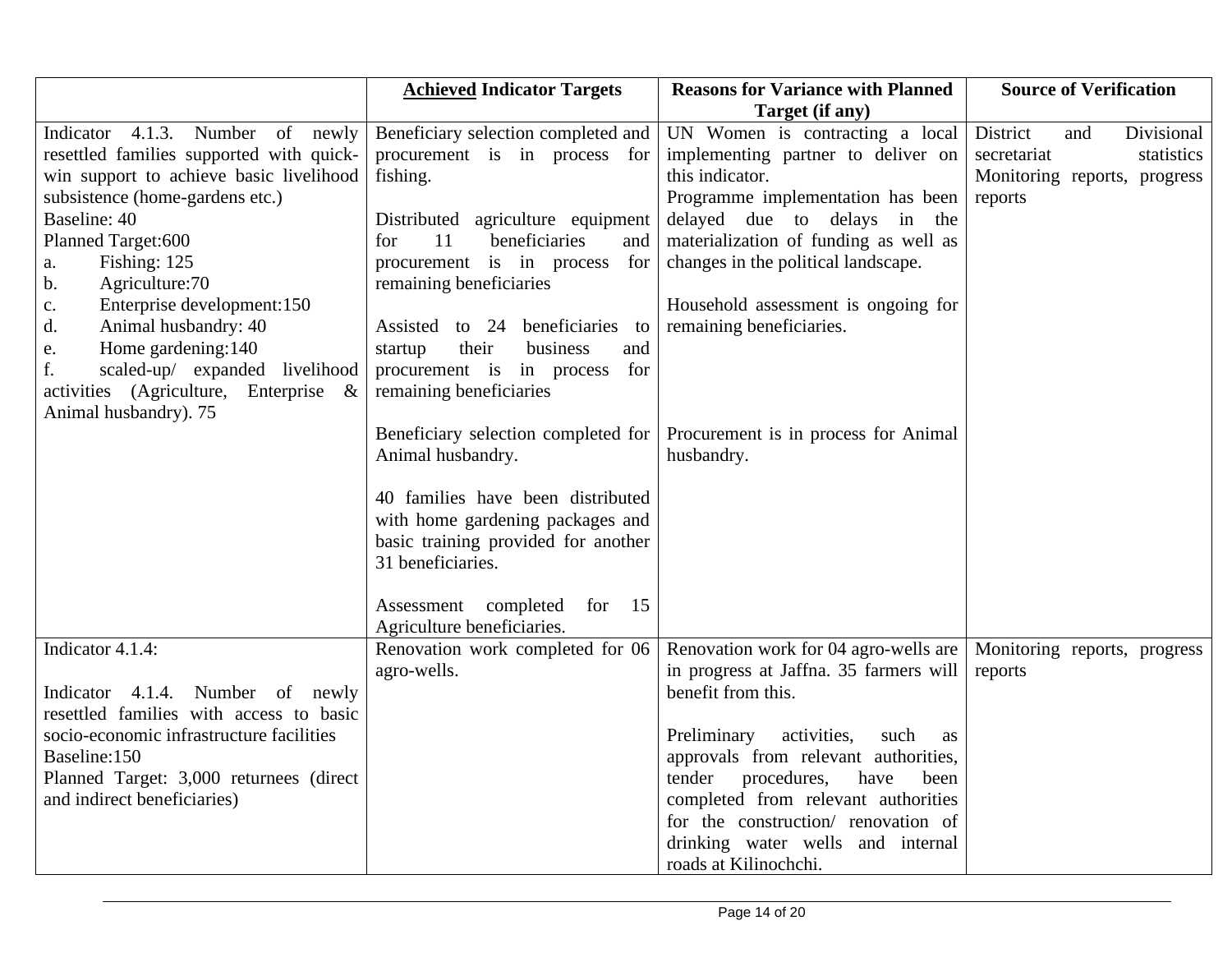| | **Achieved** Indicator Targets | Reasons for Variance with Planned Target (if any) | Source of Verification |
|---|---|---|---|
| Indicator 4.1.3. Number of newly resettled families supported with quick-win support to achieve basic livelihood subsistence (home-gardens etc.)<br>Baseline: 40<br>Planned Target:600<br>a. Fishing: 125<br>b. Agriculture:70<br>c. Enterprise development:150<br>d. Animal husbandry: 40<br>e. Home gardening:140<br>f. scaled-up/ expanded livelihood activities (Agriculture, Enterprise & Animal husbandry). 75 | Beneficiary selection completed and procurement is in process for fishing.<br><br>Distributed agriculture equipment for 11 beneficiaries and procurement is in process for remaining beneficiaries<br><br>Assisted to 24 beneficiaries to startup their business and procurement is in process for remaining beneficiaries<br><br>Beneficiary selection completed for Animal husbandry.<br><br>40 families have been distributed with home gardening packages and basic training provided for another 31 beneficiaries.<br><br>Assessment completed for 15 Agriculture beneficiaries. | UN Women is contracting a local implementing partner to deliver on this indicator.<br>Programme implementation has been delayed due to delays in the materialization of funding as well as changes in the political landscape.<br><br>Household assessment is ongoing for remaining beneficiaries.<br><br>Procurement is in process for Animal husbandry. | District and Divisional secretariat statistics Monitoring reports, progress reports |
| Indicator 4.1.4:<br><br>Indicator 4.1.4. Number of newly resettled families with access to basic socio-economic infrastructure facilities<br>Baseline:150<br>Planned Target: 3,000 returnees (direct and indirect beneficiaries) | Renovation work completed for 06 agro-wells. | Renovation work for 04 agro-wells are in progress at Jaffna. 35 farmers will benefit from this.<br><br>Preliminary activities, such as approvals from relevant authorities, tender procedures, have been completed from relevant authorities for the construction/ renovation of drinking water wells and internal roads at Kilinochchi. | Monitoring reports, progress reports |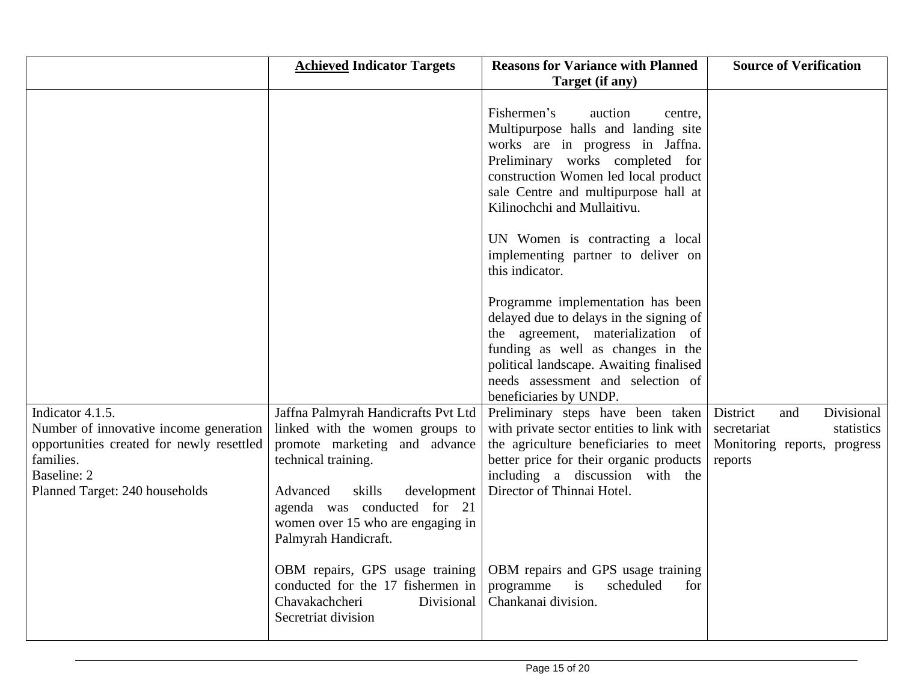| | **<u>Achieved</u> Indicator Targets** | **Reasons for Variance with Planned Target (if any)** | **Source of Verification** |
|---|---|---|---|
| | | Fishermen's auction centre, Multipurpose halls and landing site works are in progress in Jaffna. Preliminary works completed for construction Women led local product sale Centre and multipurpose hall at Kilinochchi and Mullaitivu.<br><br>UN Women is contracting a local implementing partner to deliver on this indicator.<br><br>Programme implementation has been delayed due to delays in the signing of the agreement, materialization of funding as well as changes in the political landscape. Awaiting finalised needs assessment and selection of beneficiaries by UNDP. | |
| Indicator 4.1.5.<br>Number of innovative income generation opportunities created for newly resettled families.<br>Baseline: 2<br>Planned Target: 240 households | Jaffna Palmyrah Handicrafts Pvt Ltd linked with the women groups to promote marketing and advance technical training.<br><br>Advanced skills development agenda was conducted for 21 women over 15 who are engaging in Palmyrah Handicraft.<br><br>OBM repairs, GPS usage training conducted for the 17 fishermen in Chavakachcheri Divisional Secretriat division | Preliminary steps have been taken with private sector entities to link with the agriculture beneficiaries to meet better price for their organic products including a discussion with the Director of Thinnai Hotel.<br><br>OBM repairs and GPS usage training programme is scheduled for Chankanai division. | District and Divisional secretariat statistics Monitoring reports, progress reports |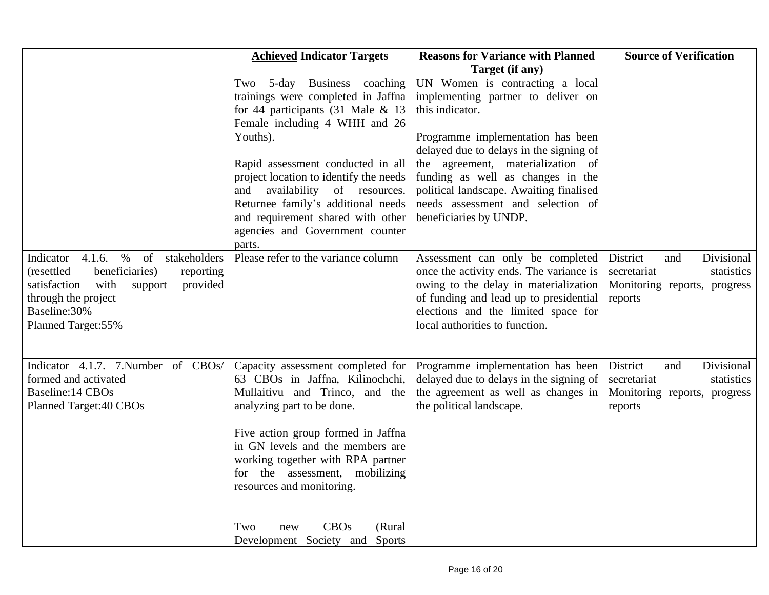|  | **Achieved Indicator Targets** | **Reasons for Variance with Planned Target (if any)** | **Source of Verification** |
|---|---|---|---|
|  | Two 5-day Business coaching trainings were completed in Jaffna for 44 participants (31 Male & 13 Female including 4 WHH and 26 Youths).<br><br>Rapid assessment conducted in all project location to identify the needs and availability of resources. Returnee family's additional needs and requirement shared with other agencies and Government counter parts. | UN Women is contracting a local implementing partner to deliver on this indicator.<br><br>Programme implementation has been delayed due to delays in the signing of the agreement, materialization of funding as well as changes in the political landscape. Awaiting finalised needs assessment and selection of beneficiaries by UNDP. |  |
| Indicator 4.1.6. % of stakeholders (resettled beneficiaries) reporting satisfaction with support provided through the project<br>Baseline:30%<br>Planned Target:55% | Please refer to the variance column | Assessment can only be completed once the activity ends. The variance is owing to the delay in materialization of funding and lead up to presidential elections and the limited space for local authorities to function. | District and Divisional secretariat statistics Monitoring reports, progress reports |
| Indicator 4.1.7. 7.Number of CBOs/ formed and activated<br>Baseline:14 CBOs<br>Planned Target:40 CBOs | Capacity assessment completed for 63 CBOs in Jaffna, Kilinochchi, Mullaitivu and Trinco, and the analyzing part to be done.<br><br>Five action group formed in Jaffna in GN levels and the members are working together with RPA partner for the assessment, mobilizing resources and monitoring.<br><br>Two new CBOs (Rural Development Society and Sports | Programme implementation has been delayed due to delays in the signing of the agreement as well as changes in the political landscape. | District and Divisional secretariat statistics Monitoring reports, progress reports |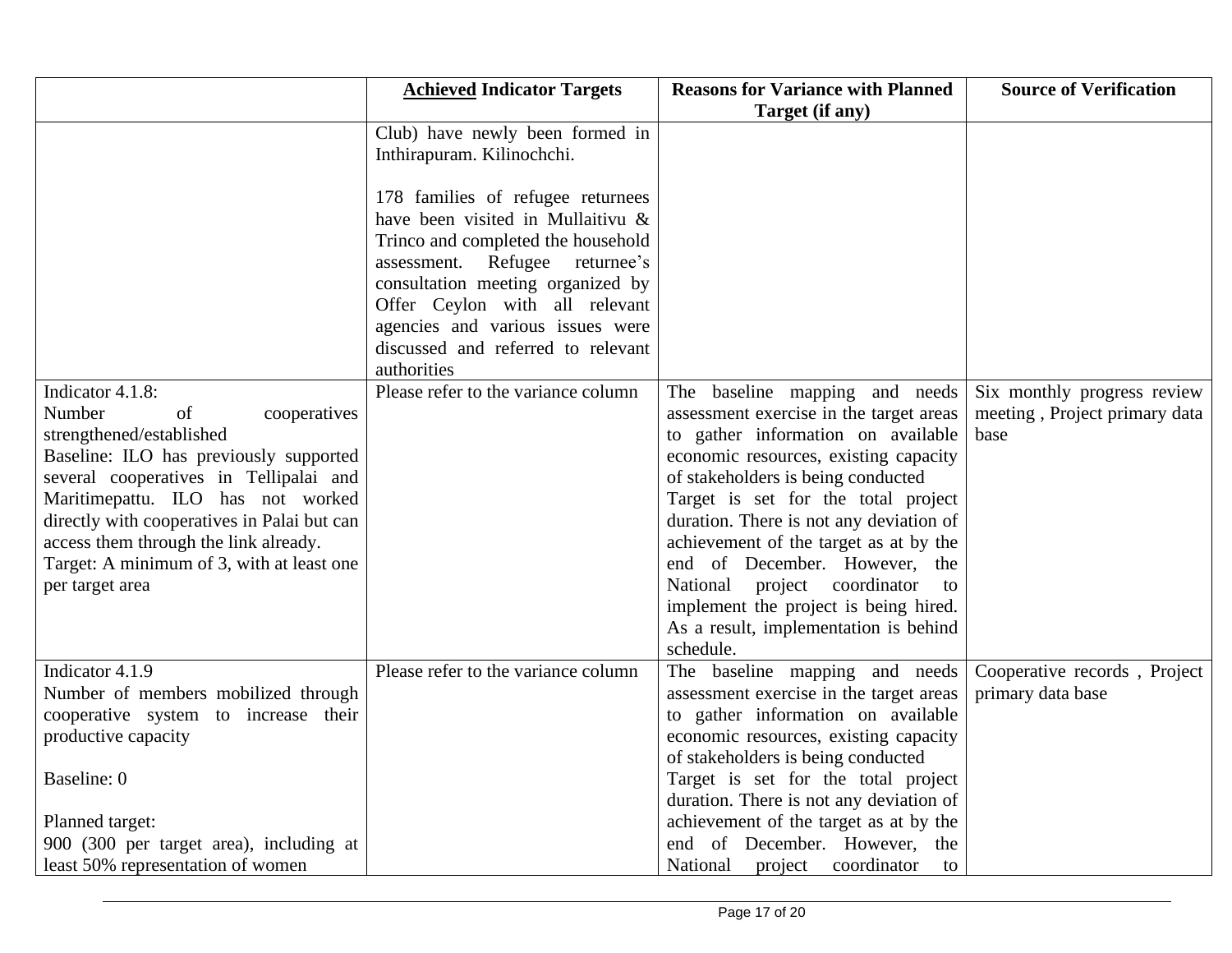| | **<u>Achieved</u> Indicator Targets** | **Reasons for Variance with Planned Target (if any)** | **Source of Verification** |
|---|---|---|---|
| | Club) have newly been formed in Inthirapuram. Kilinochchi.<br><br>178 families of refugee returnees have been visited in Mullaitivu & Trinco and completed the household assessment. Refugee returnee's consultation meeting organized by Offer Ceylon with all relevant agencies and various issues were discussed and referred to relevant authorities | | |
| Indicator 4.1.8:<br>Number of cooperatives strengthened/established<br>Baseline: ILO has previously supported several cooperatives in Tellipalai and Maritimepattu. ILO has not worked directly with cooperatives in Palai but can access them through the link already.<br>Target: A minimum of 3, with at least one per target area | Please refer to the variance column | The baseline mapping and needs assessment exercise in the target areas to gather information on available economic resources, existing capacity of stakeholders is being conducted<br>Target is set for the total project duration. There is not any deviation of achievement of the target as at by the end of December. However, the National project coordinator to implement the project is being hired. As a result, implementation is behind schedule. | Six monthly progress review meeting , Project primary data base |
| Indicator 4.1.9<br>Number of members mobilized through cooperative system to increase their productive capacity<br><br>Baseline: 0<br><br>Planned target:<br>900 (300 per target area), including at least 50% representation of women | Please refer to the variance column | The baseline mapping and needs assessment exercise in the target areas to gather information on available economic resources, existing capacity of stakeholders is being conducted<br>Target is set for the total project duration. There is not any deviation of achievement of the target as at by the end of December. However, the National project coordinator to | Cooperative records , Project primary data base |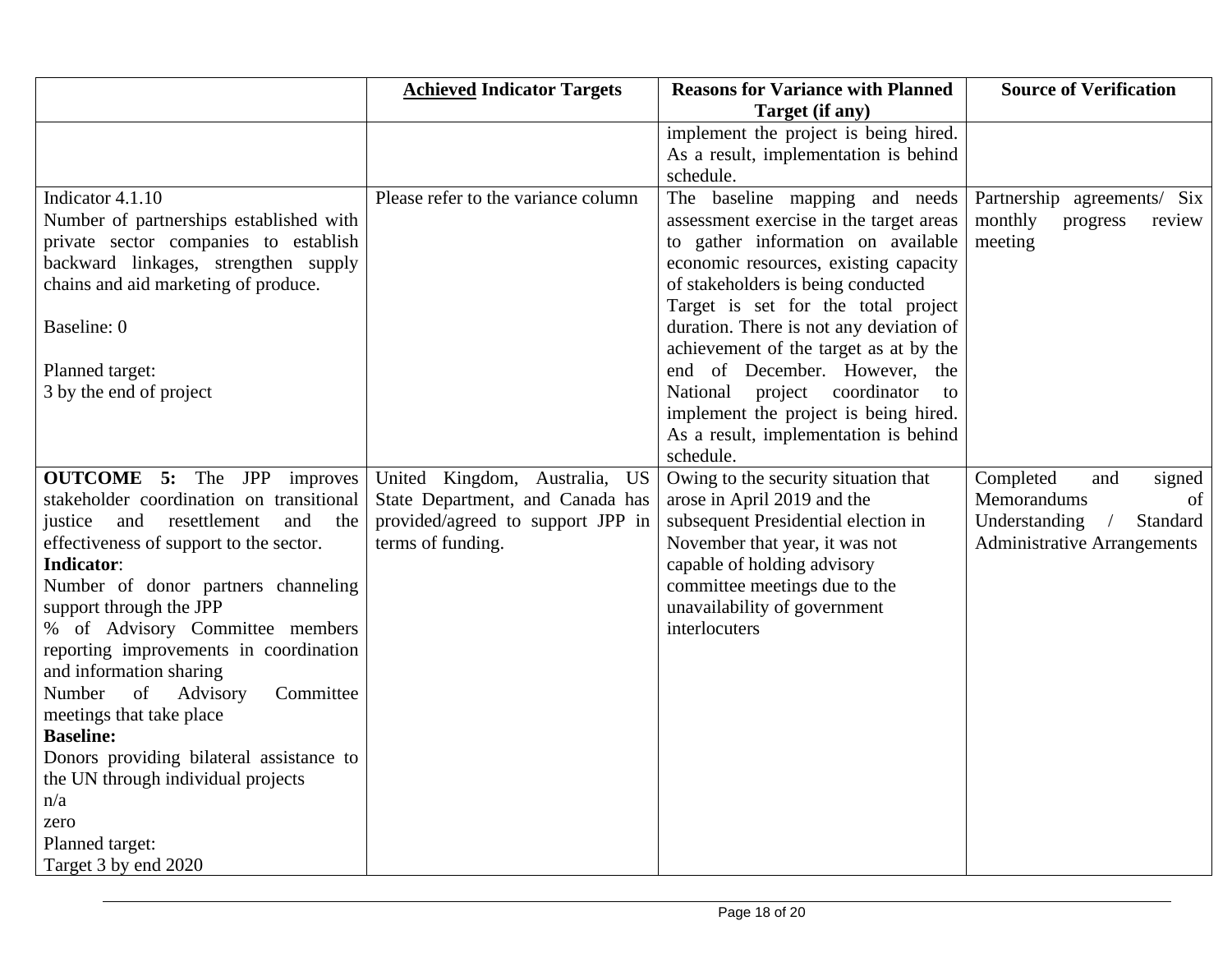| | **<u>Achieved</u> Indicator Targets** | **Reasons for Variance with Planned Target (if any)** | **Source of Verification** |
|---|---|---|---|
| | | implement the project is being hired. As a result, implementation is behind schedule. | |
| Indicator 4.1.10<br>Number of partnerships established with private sector companies to establish backward linkages, strengthen supply chains and aid marketing of produce.<br><br>Baseline: 0<br><br>Planned target:<br>3 by the end of project | Please refer to the variance column | The baseline mapping and needs assessment exercise in the target areas to gather information on available economic resources, existing capacity of stakeholders is being conducted<br>Target is set for the total project duration. There is not any deviation of achievement of the target as at by the end of December. However, the National project coordinator to implement the project is being hired. As a result, implementation is behind schedule. | Partnership agreements/ Six monthly progress review meeting |
| **OUTCOME 5:** The JPP improves stakeholder coordination on transitional justice and resettlement and the effectiveness of support to the sector.<br>**Indicator**:<br>Number of donor partners channeling support through the JPP<br>% of Advisory Committee members reporting improvements in coordination and information sharing<br>Number of Advisory Committee meetings that take place<br>**Baseline:**<br>Donors providing bilateral assistance to the UN through individual projects<br>n/a<br>zero<br>Planned target:<br>Target 3 by end 2020 | United Kingdom, Australia, US State Department, and Canada has provided/agreed to support JPP in terms of funding. | Owing to the security situation that arose in April 2019 and the subsequent Presidential election in November that year, it was not capable of holding advisory committee meetings due to the unavailability of government interlocuters | Completed and signed Memorandums of Understanding / Standard Administrative Arrangements |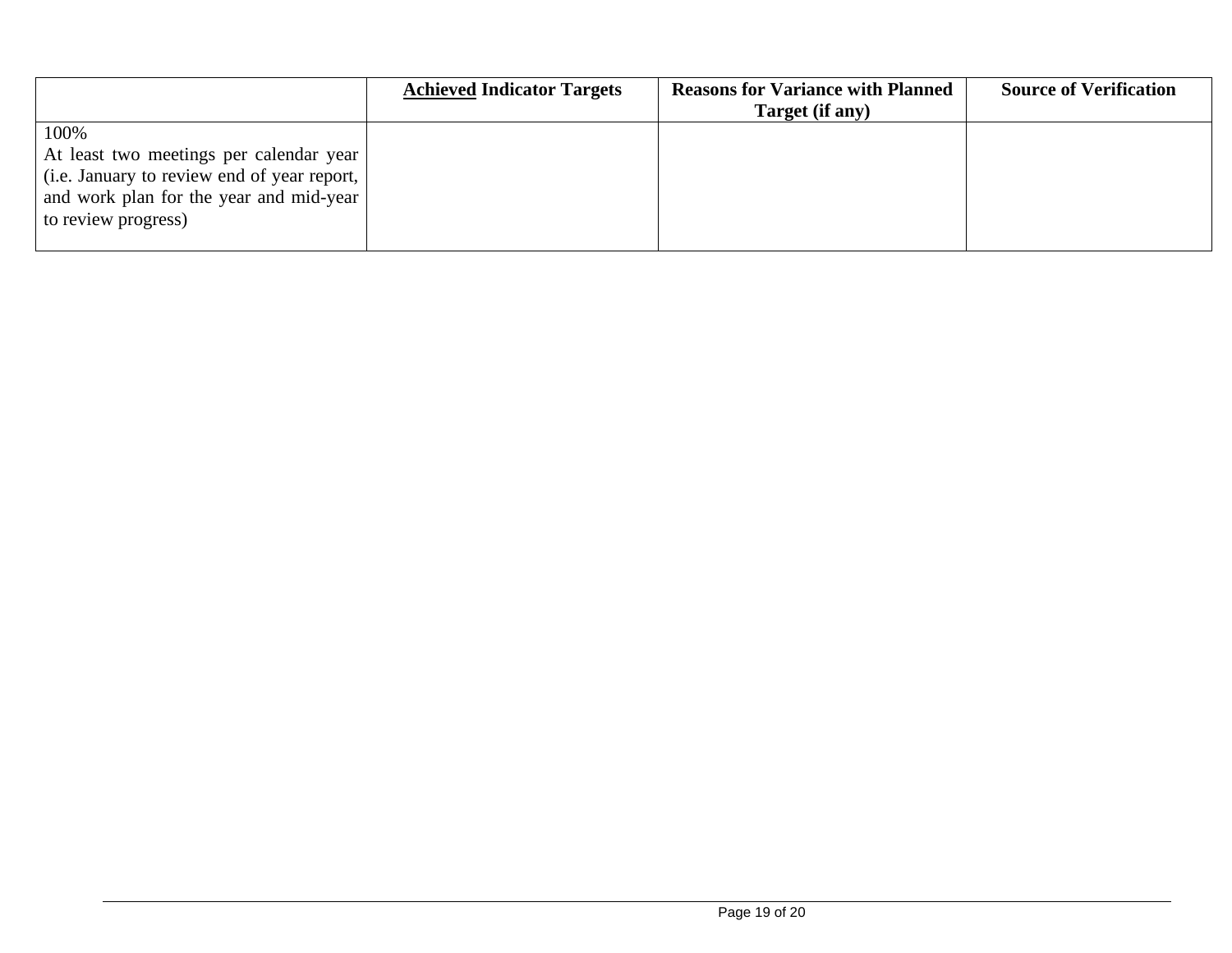| | **<u>Achieved</u> Indicator Targets** | **Reasons for Variance with Planned Target (if any)** | **Source of Verification** |
|---|---|---|---|
| 100%<br>At least two meetings per calendar year (i.e. January to review end of year report, and work plan for the year and mid-year to review progress) | | | |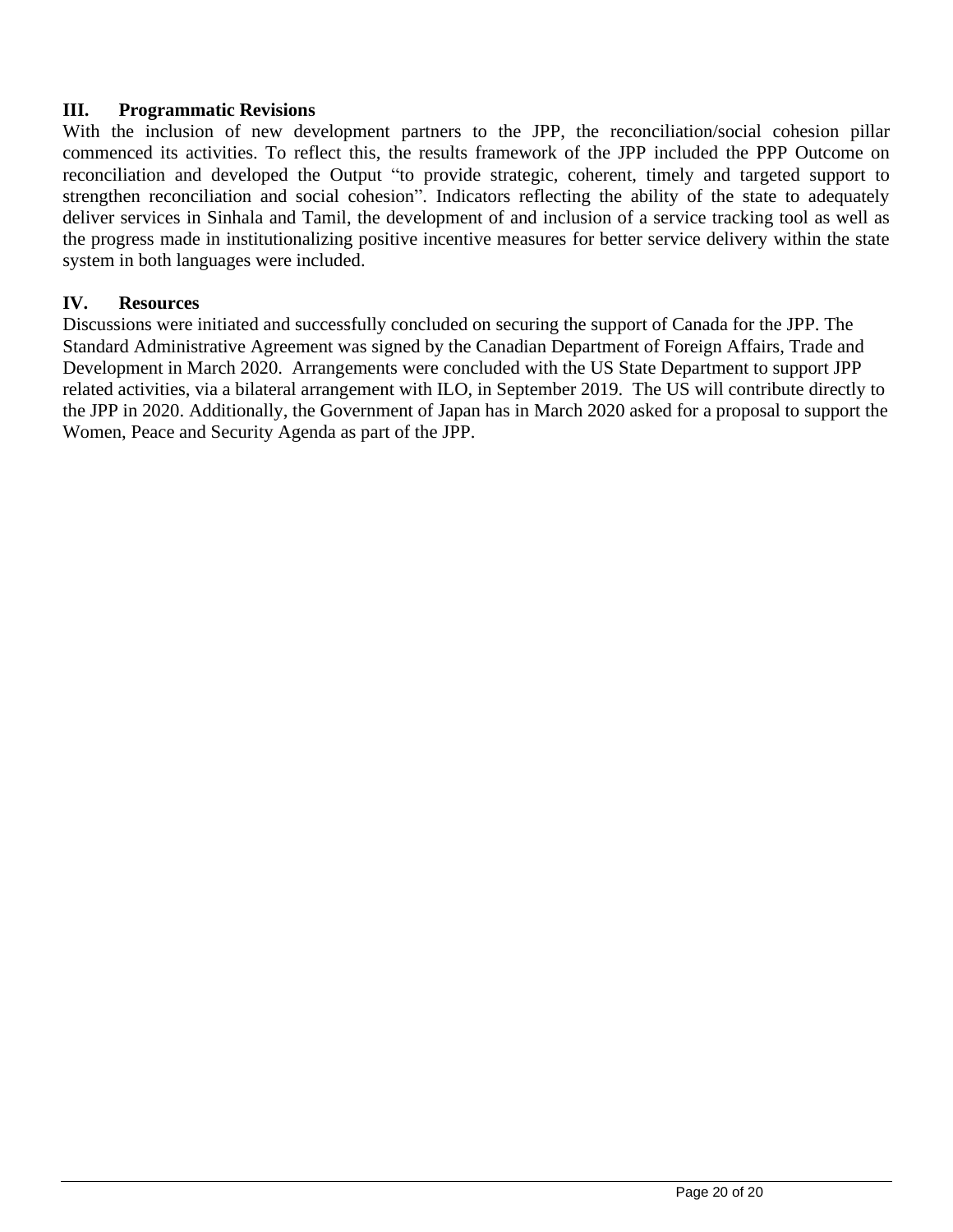## III. Programmatic Revisions

With the inclusion of new development partners to the JPP, the reconciliation/social cohesion pillar commenced its activities. To reflect this, the results framework of the JPP included the PPP Outcome on reconciliation and developed the Output "to provide strategic, coherent, timely and targeted support to strengthen reconciliation and social cohesion". Indicators reflecting the ability of the state to adequately deliver services in Sinhala and Tamil, the development of and inclusion of a service tracking tool as well as the progress made in institutionalizing positive incentive measures for better service delivery within the state system in both languages were included.

## IV. Resources

Discussions were initiated and successfully concluded on securing the support of Canada for the JPP. The Standard Administrative Agreement was signed by the Canadian Department of Foreign Affairs, Trade and Development in March 2020. Arrangements were concluded with the US State Department to support JPP related activities, via a bilateral arrangement with ILO, in September 2019. The US will contribute directly to the JPP in 2020. Additionally, the Government of Japan has in March 2020 asked for a proposal to support the Women, Peace and Security Agenda as part of the JPP.